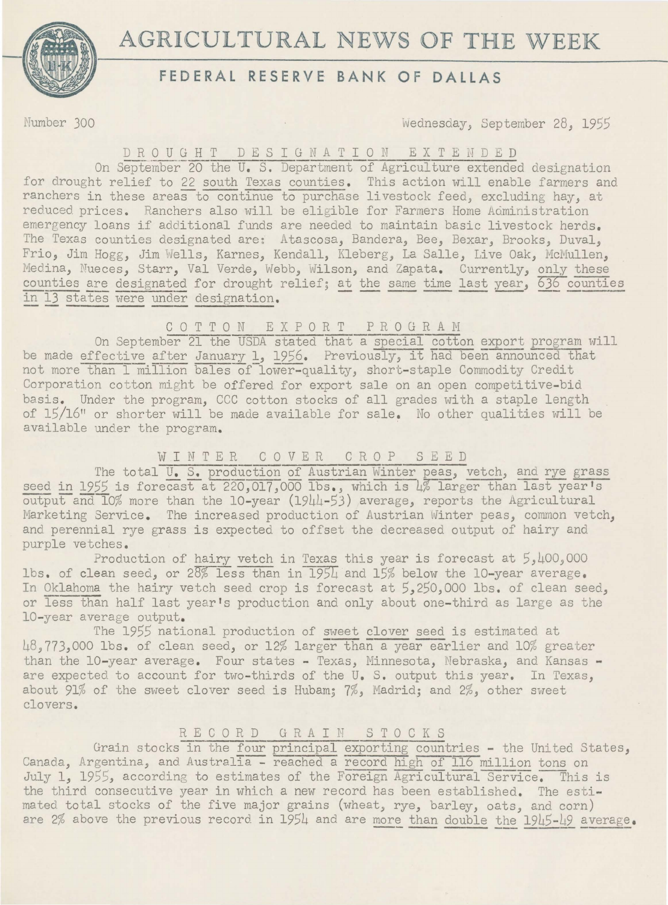# AGRICULTURAL NEWS OF THE WEEK

## FEDERAL RESERVE BANK OF DALLAS

Number 300 Wednesday, September 28, 1955

### DROUGHT DESIGNATION EXTENDED

On September 20 the U. S. Department of Agriculture extended designation for drought relief to 22 south Texas counties. This action will enable farmers and ranchers in these areas to continue to purchase livestock feed, excluding hay, at reduced prices. Ranchers also will be eligible for Farmers Home Administration emergency loans if additional funds are needed to maintain basic livestock herds. The Texas counties designated are: Atascosa, Bandera, Bee, Bexar, Brooks, Duval, Frio, Jim Hogg, Jim Wells, Karnes, Kendall, Kleberg, La Salle, Live Oak, McMullen, Medina, Nueces, Starr, Val Verde, Webb, Wilson, and Zapata. Currently, only these counties are designated for drought relief; at the same time last year, 636 counties in 13 states were under designation.

### COTTON EXPORT PROGRAM

On September 21 the USDA stated that a special cotton export program will be made effective after January 1, 1956. Previously, it had been announced that not more than 1 million bales of lower-quality, short-staple Commodity Credit Corporation cotton might be offered for export sale on an open competitive-bid basis. Under the program, CCC cotton stocks of all grades with a staple length of 15/16" or shorter will be made available for sale. No other qualities will be available under the program.

### WINTER COVER CROP SEED

The total U. S. production of Austrian Winter peas, vetch, and rye grass seed in 1955 is forecast at 220,017,000 lbs., which is 4% larger than last year's output and 10% more than the 10-year (1944-53) average, reports the Agricultural Marketing Service. The increased production of Austrian Winter peas, common vetch, and perennial rye grass is expected to offset the decreased output of hairy and purple vetches.

Production of hairy vetch in Texas this year is forecast at 5,400,000 lbs. of clean seed, or 28% less than in 1954 and 15% below the 10-year average. In Oklahoma the hairy vetch seed crop is forecast at 5,250,000 lbs. of clean seed, or less than half last year's production and only about one-third as large as the 10-year average output.

The 1955 national production of sweet clover seed is estimated at 48,773,000 lbs. of clean seed, or 12% larger than a year earlier and 10% greater than the 10-year average. Four states - Texas, Minnesota, Nebraska, and Kansas - are expected to account for two-thirds of the U. S. output this year. In Texas, about 91% of the sweet clover seed is Hubam; 7%, Madrid; and 2%, other sweet clovers.

### RECORD GRAIN STOCKS

Grain stocks in the four principal exporting countries - the United States, Canada, Argentina, and Australia - reached a record high of 116 million tons on July 1, 1955, according to estimates of the Foreign Agricultural Service. This is the third consecutive year in which a new record has been established. The estimated total stocks of the five major grains (wheat, rye, barley, oats, and corn) are 2% above the previous record in 1954 and are more than double the 1945-49 average.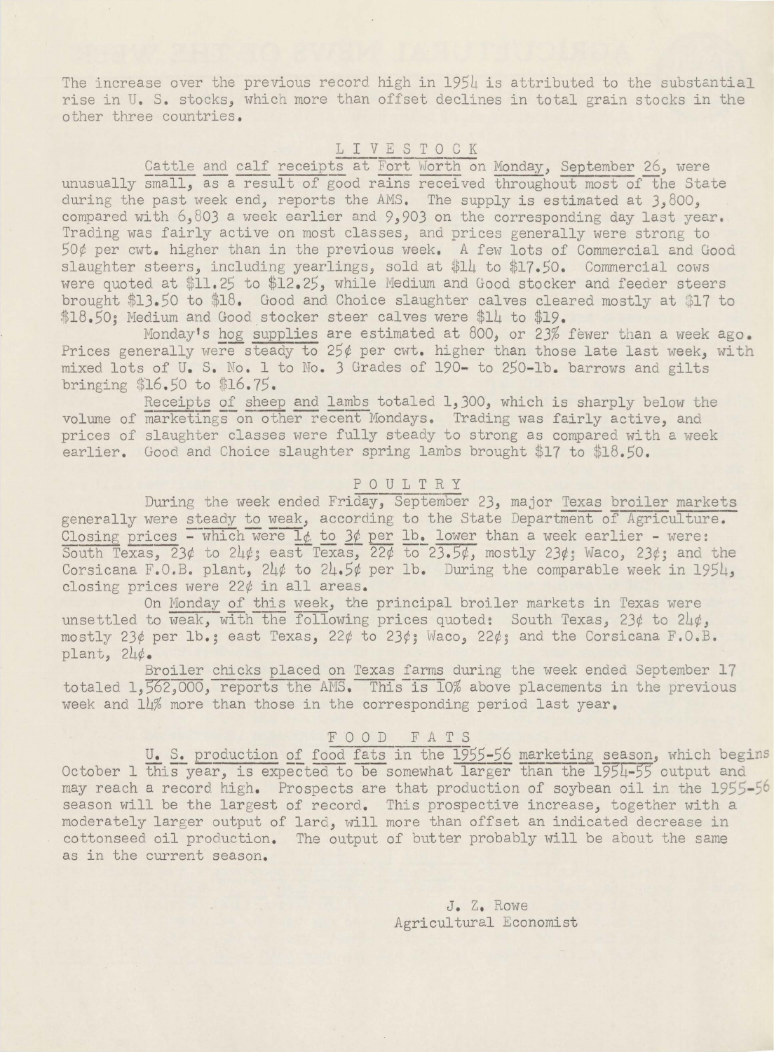The increase over the previous record high in 1954 is attributed to the substantial rise in U. S. stocks, which more than offset declines in total grain stocks in the other three countries.

## L I V E S T O C K

Cattle and calf receipts at Fort Worth on Monday, September 26, were unusually small, as a result of good rains received throughout most of the State during the past week end, reports the AMS. The supply is estimated at 3,800, compared with 6,803 a week earlier and 9,903 on the corresponding day last year. Trading was fairly active on most classes, and prices generally were strong to 50¢ per cwt. higher than in the previous week. A few lots of Commercial and Good slaughter steers, including yearlings, sold at $14 to $17.50. Commercial cows were quoted at $11.25 to $12.25, while Medium and Good stocker and feeder steers brought $13.50 to $18. Good and Choice slaughter calves cleared mostly at $17 to $18.50; Medium and Good stocker steer calves were $14 to $19.

Monday's hog supplies are estimated at 800, or 23% fewer than a week ago. Prices generally were steady to 25¢ per cwt. higher than those late last week, with mixed lots of U. S. No. 1 to No. 3 Grades of 190- to 250-lb. barrows and gilts bringing $16.50 to $16.75.

Receipts of sheep and lambs totaled 1,300, which is sharply below the volume of marketings on other recent Mondays. Trading was fairly active, and prices of slaughter classes were fully steady to strong as compared with a week earlier. Good and Choice slaughter spring lambs brought $17 to $18.50.

## P O U L T R Y

During the week ended Friday, September 23, major Texas broiler markets generally were steady to weak, according to the State Department of Agriculture. Closing prices - which were 1¢ to 3¢ per lb. lower than a week earlier - were: South Texas, 23¢ to 24¢; east Texas, 22¢ to 23.5¢, mostly 23¢; Waco, 23¢; and the Corsicana F.O.B. plant, 24¢ to 24.5¢ per lb. During the comparable week in 1954, closing prices were 22¢ in all areas.

On Monday of this week, the principal broiler markets in Texas were unsettled to weak, with the following prices quoted: South Texas, 23¢ to 24¢, mostly 23¢ per lb.; east Texas, 22¢ to 23¢; Waco, 22¢; and the Corsicana F.O.B. plant, 24¢.

Broiler chicks placed on Texas farms during the week ended September 17 totaled 1,562,000, reports the AMS. This is 10% above placements in the previous week and 14% more than those in the corresponding period last year.

## F O O D  F A T S

U. S. production of food fats in the 1955-56 marketing season, which begins October 1 this year, is expected to be somewhat larger than the 1954-55 output and may reach a record high. Prospects are that production of soybean oil in the 1955-56 season will be the largest of record. This prospective increase, together with a moderately larger output of lard, will more than offset an indicated decrease in cottonseed oil production. The output of butter probably will be about the same as in the current season.

J. Z. Rowe
Agricultural Economist